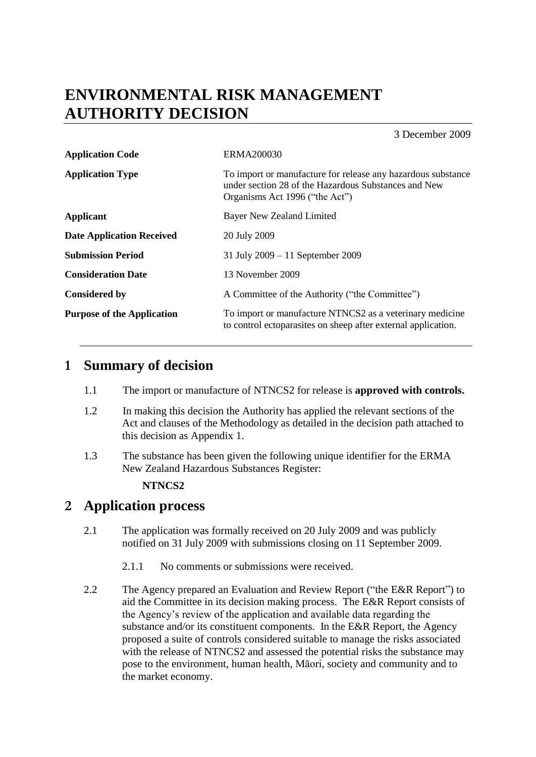# ENVIRONMENTAL RISK MANAGEMENT AUTHORITY DECISION

3 December 2009

| | |
|---|---|
| **Application Code** | ERMA200030 |
| **Application Type** | To import or manufacture for release any hazardous substance under section 28 of the Hazardous Substances and New Organisms Act 1996 ("the Act") |
| **Applicant** | Bayer New Zealand Limited |
| **Date Application Received** | 20 July 2009 |
| **Submission Period** | 31 July 2009 – 11 September 2009 |
| **Consideration Date** | 13 November 2009 |
| **Considered by** | A Committee of the Authority ("the Committee") |
| **Purpose of the Application** | To import or manufacture NTNCS2 as a veterinary medicine to control ectoparasites on sheep after external application. |

## 1 Summary of decision

1.1 The import or manufacture of NTNCS2 for release is **approved with controls.**

1.2 In making this decision the Authority has applied the relevant sections of the Act and clauses of the Methodology as detailed in the decision path attached to this decision as Appendix 1.

1.3 The substance has been given the following unique identifier for the ERMA New Zealand Hazardous Substances Register:

**NTNCS2**

## 2 Application process

2.1 The application was formally received on 20 July 2009 and was publicly notified on 31 July 2009 with submissions closing on 11 September 2009.

2.1.1 No comments or submissions were received.

2.2 The Agency prepared an Evaluation and Review Report ("the E&R Report") to aid the Committee in its decision making process. The E&R Report consists of the Agency's review of the application and available data regarding the substance and/or its constituent components. In the E&R Report, the Agency proposed a suite of controls considered suitable to manage the risks associated with the release of NTNCS2 and assessed the potential risks the substance may pose to the environment, human health, Māori, society and community and to the market economy.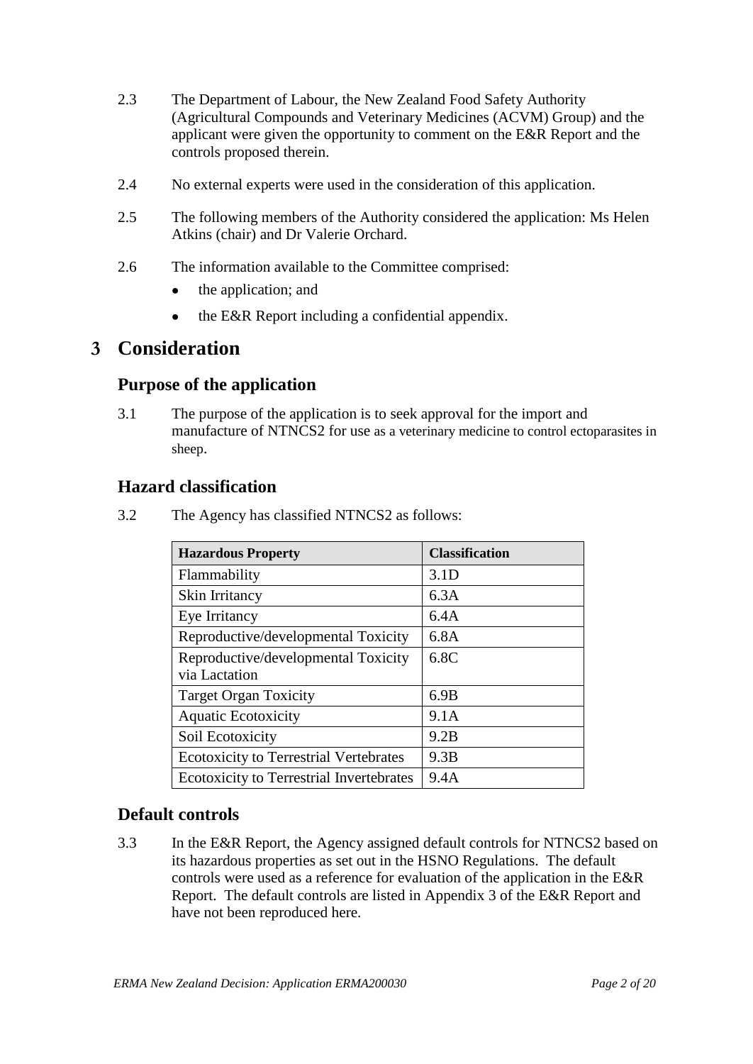2.3 The Department of Labour, the New Zealand Food Safety Authority (Agricultural Compounds and Veterinary Medicines (ACVM) Group) and the applicant were given the opportunity to comment on the E&R Report and the controls proposed therein.

2.4 No external experts were used in the consideration of this application.

2.5 The following members of the Authority considered the application: Ms Helen Atkins (chair) and Dr Valerie Orchard.

2.6 The information available to the Committee comprised:

- the application; and
- the E&R Report including a confidential appendix.

# 3 Consideration

## Purpose of the application

3.1 The purpose of the application is to seek approval for the import and manufacture of NTNCS2 for use as a veterinary medicine to control ectoparasites in sheep.

## Hazard classification

3.2 The Agency has classified NTNCS2 as follows:

| Hazardous Property | Classification |
|---|---|
| Flammability | 3.1D |
| Skin Irritancy | 6.3A |
| Eye Irritancy | 6.4A |
| Reproductive/developmental Toxicity | 6.8A |
| Reproductive/developmental Toxicity via Lactation | 6.8C |
| Target Organ Toxicity | 6.9B |
| Aquatic Ecotoxicity | 9.1A |
| Soil Ecotoxicity | 9.2B |
| Ecotoxicity to Terrestrial Vertebrates | 9.3B |
| Ecotoxicity to Terrestrial Invertebrates | 9.4A |

## Default controls

3.3 In the E&R Report, the Agency assigned default controls for NTNCS2 based on its hazardous properties as set out in the HSNO Regulations. The default controls were used as a reference for evaluation of the application in the E&R Report. The default controls are listed in Appendix 3 of the E&R Report and have not been reproduced here.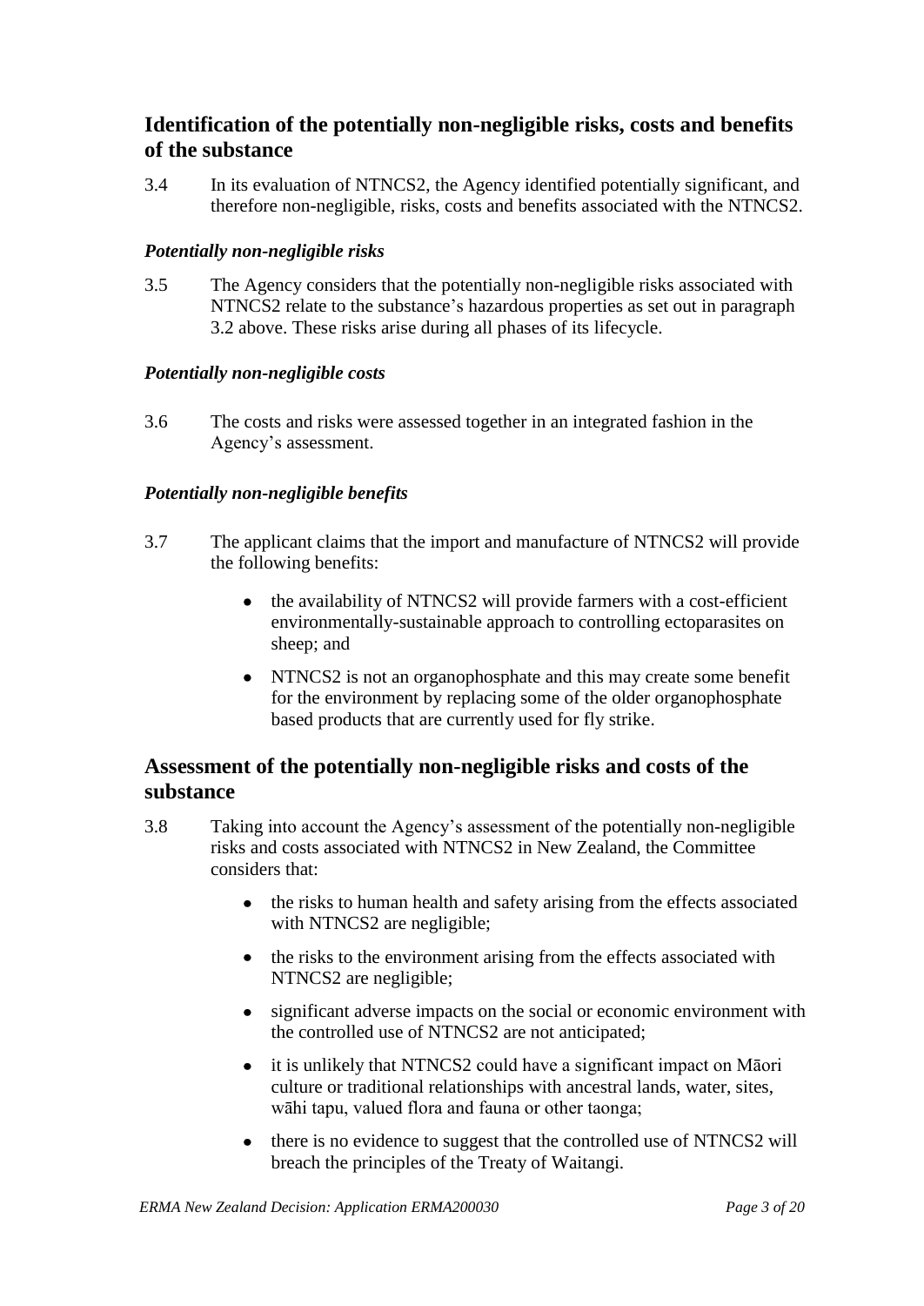## Identification of the potentially non-negligible risks, costs and benefits of the substance

3.4 In its evaluation of NTNCS2, the Agency identified potentially significant, and therefore non-negligible, risks, costs and benefits associated with the NTNCS2.

### *Potentially non-negligible risks*

3.5 The Agency considers that the potentially non-negligible risks associated with NTNCS2 relate to the substance's hazardous properties as set out in paragraph 3.2 above. These risks arise during all phases of its lifecycle.

### *Potentially non-negligible costs*

3.6 The costs and risks were assessed together in an integrated fashion in the Agency's assessment.

### *Potentially non-negligible benefits*

3.7 The applicant claims that the import and manufacture of NTNCS2 will provide the following benefits:

- the availability of NTNCS2 will provide farmers with a cost-efficient environmentally-sustainable approach to controlling ectoparasites on sheep; and
- NTNCS2 is not an organophosphate and this may create some benefit for the environment by replacing some of the older organophosphate based products that are currently used for fly strike.

## Assessment of the potentially non-negligible risks and costs of the substance

3.8 Taking into account the Agency's assessment of the potentially non-negligible risks and costs associated with NTNCS2 in New Zealand, the Committee considers that:

- the risks to human health and safety arising from the effects associated with NTNCS2 are negligible;
- the risks to the environment arising from the effects associated with NTNCS2 are negligible;
- significant adverse impacts on the social or economic environment with the controlled use of NTNCS2 are not anticipated;
- it is unlikely that NTNCS2 could have a significant impact on Māori culture or traditional relationships with ancestral lands, water, sites, wāhi tapu, valued flora and fauna or other taonga;
- there is no evidence to suggest that the controlled use of NTNCS2 will breach the principles of the Treaty of Waitangi.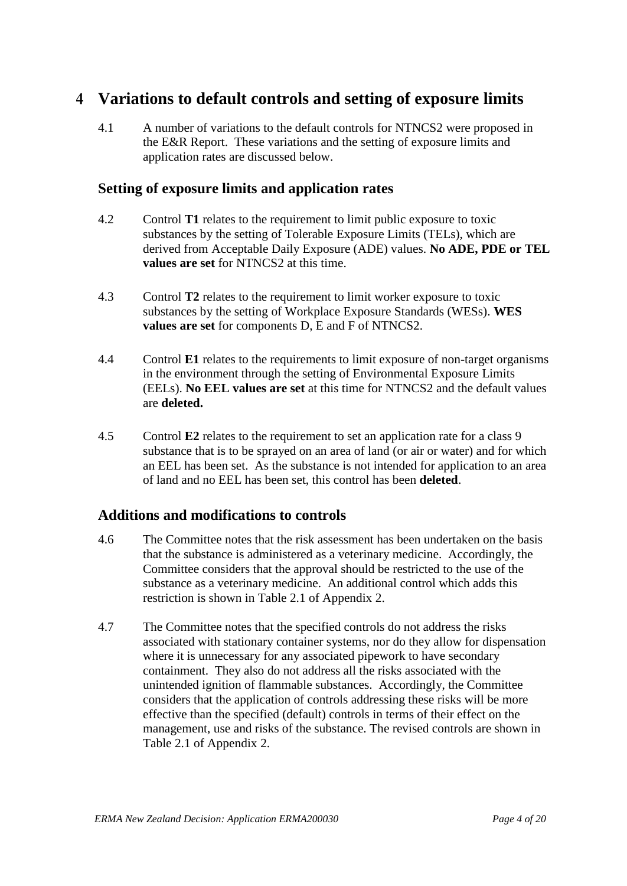# 4 Variations to default controls and setting of exposure limits

4.1 A number of variations to the default controls for NTNCS2 were proposed in the E&R Report. These variations and the setting of exposure limits and application rates are discussed below.

## Setting of exposure limits and application rates

4.2 Control **T1** relates to the requirement to limit public exposure to toxic substances by the setting of Tolerable Exposure Limits (TELs), which are derived from Acceptable Daily Exposure (ADE) values. **No ADE, PDE or TEL values are set** for NTNCS2 at this time.

4.3 Control **T2** relates to the requirement to limit worker exposure to toxic substances by the setting of Workplace Exposure Standards (WESs). **WES values are set** for components D, E and F of NTNCS2.

4.4 Control **E1** relates to the requirements to limit exposure of non-target organisms in the environment through the setting of Environmental Exposure Limits (EELs). **No EEL values are set** at this time for NTNCS2 and the default values are **deleted.**

4.5 Control **E2** relates to the requirement to set an application rate for a class 9 substance that is to be sprayed on an area of land (or air or water) and for which an EEL has been set. As the substance is not intended for application to an area of land and no EEL has been set, this control has been **deleted**.

## Additions and modifications to controls

4.6 The Committee notes that the risk assessment has been undertaken on the basis that the substance is administered as a veterinary medicine. Accordingly, the Committee considers that the approval should be restricted to the use of the substance as a veterinary medicine. An additional control which adds this restriction is shown in Table 2.1 of Appendix 2.

4.7 The Committee notes that the specified controls do not address the risks associated with stationary container systems, nor do they allow for dispensation where it is unnecessary for any associated pipework to have secondary containment. They also do not address all the risks associated with the unintended ignition of flammable substances. Accordingly, the Committee considers that the application of controls addressing these risks will be more effective than the specified (default) controls in terms of their effect on the management, use and risks of the substance. The revised controls are shown in Table 2.1 of Appendix 2.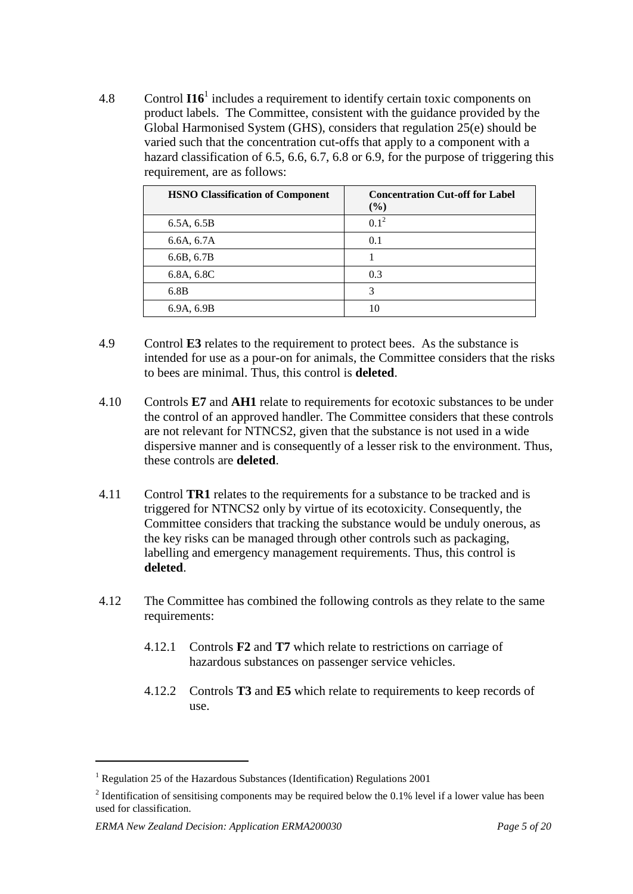4.8 Control **I16**[1] includes a requirement to identify certain toxic components on product labels. The Committee, consistent with the guidance provided by the Global Harmonised System (GHS), considers that regulation 25(e) should be varied such that the concentration cut-offs that apply to a component with a hazard classification of 6.5, 6.6, 6.7, 6.8 or 6.9, for the purpose of triggering this requirement, are as follows:

| HSNO Classification of Component | Concentration Cut-off for Label (%) |
|---|---|
| 6.5A, 6.5B | 0.1[2] |
| 6.6A, 6.7A | 0.1 |
| 6.6B, 6.7B | 1 |
| 6.8A, 6.8C | 0.3 |
| 6.8B | 3 |
| 6.9A, 6.9B | 10 |

4.9 Control **E3** relates to the requirement to protect bees. As the substance is intended for use as a pour-on for animals, the Committee considers that the risks to bees are minimal. Thus, this control is **deleted**.

4.10 Controls **E7** and **AH1** relate to requirements for ecotoxic substances to be under the control of an approved handler. The Committee considers that these controls are not relevant for NTNCS2, given that the substance is not used in a wide dispersive manner and is consequently of a lesser risk to the environment. Thus, these controls are **deleted**.

4.11 Control **TR1** relates to the requirements for a substance to be tracked and is triggered for NTNCS2 only by virtue of its ecotoxicity. Consequently, the Committee considers that tracking the substance would be unduly onerous, as the key risks can be managed through other controls such as packaging, labelling and emergency management requirements. Thus, this control is **deleted**.

4.12 The Committee has combined the following controls as they relate to the same requirements:

4.12.1 Controls **F2** and **T7** which relate to restrictions on carriage of hazardous substances on passenger service vehicles.

4.12.2 Controls **T3** and **E5** which relate to requirements to keep records of use.

---

[1] Regulation 25 of the Hazardous Substances (Identification) Regulations 2001

[2] Identification of sensitising components may be required below the 0.1% level if a lower value has been used for classification.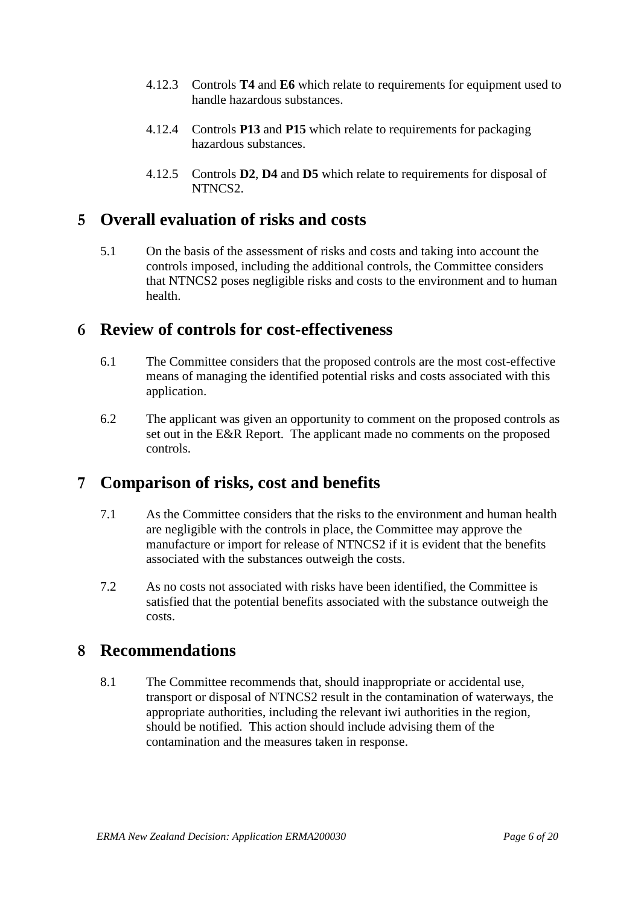4.12.3 Controls **T4** and **E6** which relate to requirements for equipment used to handle hazardous substances.

4.12.4 Controls **P13** and **P15** which relate to requirements for packaging hazardous substances.

4.12.5 Controls **D2**, **D4** and **D5** which relate to requirements for disposal of NTNCS2.

## 5 Overall evaluation of risks and costs

5.1 On the basis of the assessment of risks and costs and taking into account the controls imposed, including the additional controls, the Committee considers that NTNCS2 poses negligible risks and costs to the environment and to human health.

## 6 Review of controls for cost-effectiveness

6.1 The Committee considers that the proposed controls are the most cost-effective means of managing the identified potential risks and costs associated with this application.

6.2 The applicant was given an opportunity to comment on the proposed controls as set out in the E&R Report. The applicant made no comments on the proposed controls.

## 7 Comparison of risks, cost and benefits

7.1 As the Committee considers that the risks to the environment and human health are negligible with the controls in place, the Committee may approve the manufacture or import for release of NTNCS2 if it is evident that the benefits associated with the substances outweigh the costs.

7.2 As no costs not associated with risks have been identified, the Committee is satisfied that the potential benefits associated with the substance outweigh the costs.

## 8 Recommendations

8.1 The Committee recommends that, should inappropriate or accidental use, transport or disposal of NTNCS2 result in the contamination of waterways, the appropriate authorities, including the relevant iwi authorities in the region, should be notified. This action should include advising them of the contamination and the measures taken in response.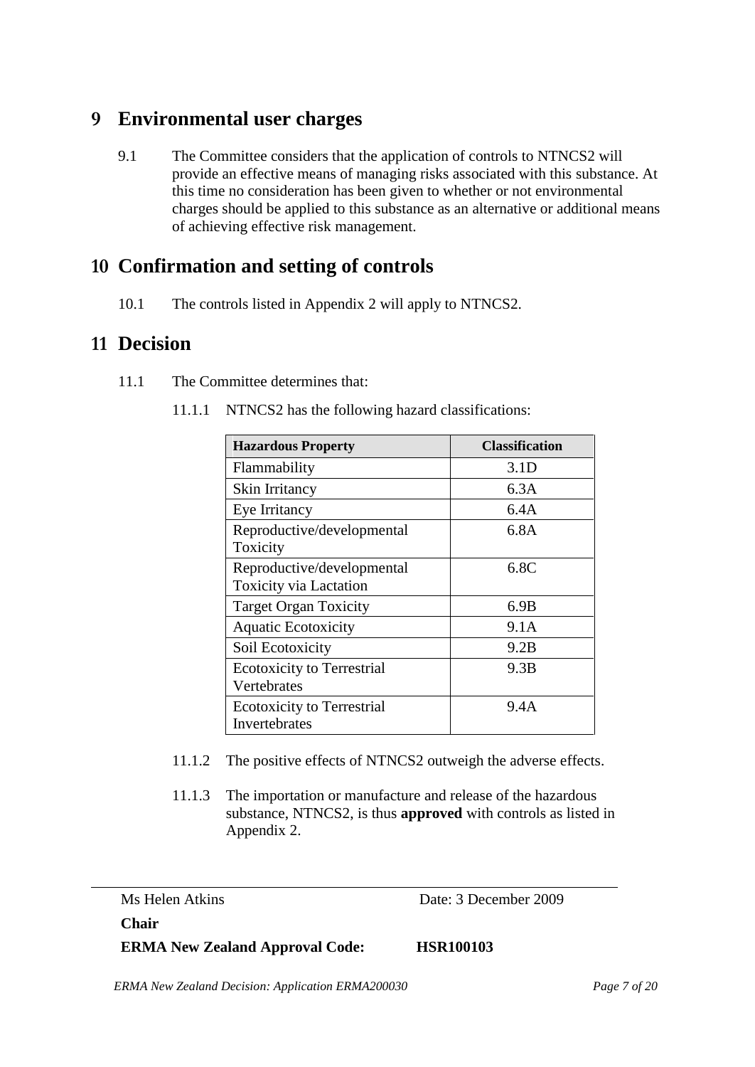## 9 Environmental user charges

9.1 The Committee considers that the application of controls to NTNCS2 will provide an effective means of managing risks associated with this substance. At this time no consideration has been given to whether or not environmental charges should be applied to this substance as an alternative or additional means of achieving effective risk management.

## 10 Confirmation and setting of controls

10.1 The controls listed in Appendix 2 will apply to NTNCS2.

## 11 Decision

11.1 The Committee determines that:

11.1.1 NTNCS2 has the following hazard classifications:

| Hazardous Property | Classification |
|---|---|
| Flammability | 3.1D |
| Skin Irritancy | 6.3A |
| Eye Irritancy | 6.4A |
| Reproductive/developmental Toxicity | 6.8A |
| Reproductive/developmental Toxicity via Lactation | 6.8C |
| Target Organ Toxicity | 6.9B |
| Aquatic Ecotoxicity | 9.1A |
| Soil Ecotoxicity | 9.2B |
| Ecotoxicity to Terrestrial Vertebrates | 9.3B |
| Ecotoxicity to Terrestrial Invertebrates | 9.4A |

11.1.2 The positive effects of NTNCS2 outweigh the adverse effects.

11.1.3 The importation or manufacture and release of the hazardous substance, NTNCS2, is thus **approved** with controls as listed in Appendix 2.

Ms Helen Atkins    Date: 3 December 2009

**Chair**

**ERMA New Zealand Approval Code:    HSR100103**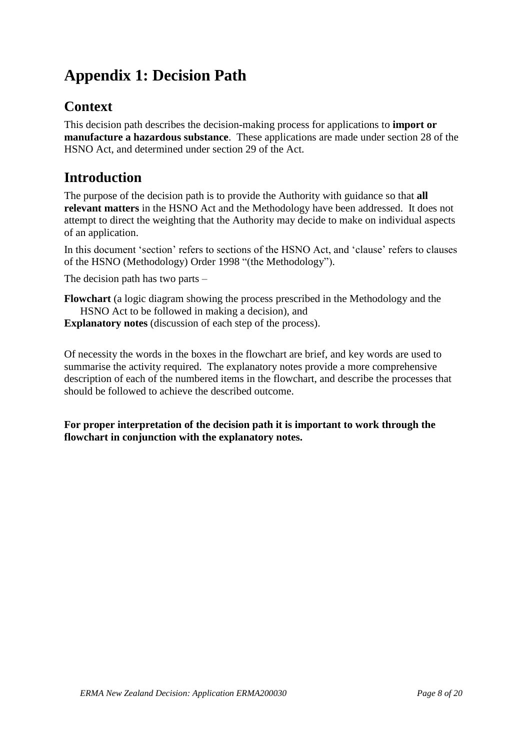# Appendix 1: Decision Path

## Context

This decision path describes the decision-making process for applications to **import or manufacture a hazardous substance**. These applications are made under section 28 of the HSNO Act, and determined under section 29 of the Act.

## Introduction

The purpose of the decision path is to provide the Authority with guidance so that **all relevant matters** in the HSNO Act and the Methodology have been addressed. It does not attempt to direct the weighting that the Authority may decide to make on individual aspects of an application.

In this document 'section' refers to sections of the HSNO Act, and 'clause' refers to clauses of the HSNO (Methodology) Order 1998 "(the Methodology").

The decision path has two parts –

**Flowchart** (a logic diagram showing the process prescribed in the Methodology and the HSNO Act to be followed in making a decision), and

**Explanatory notes** (discussion of each step of the process).

Of necessity the words in the boxes in the flowchart are brief, and key words are used to summarise the activity required. The explanatory notes provide a more comprehensive description of each of the numbered items in the flowchart, and describe the processes that should be followed to achieve the described outcome.

**For proper interpretation of the decision path it is important to work through the flowchart in conjunction with the explanatory notes.**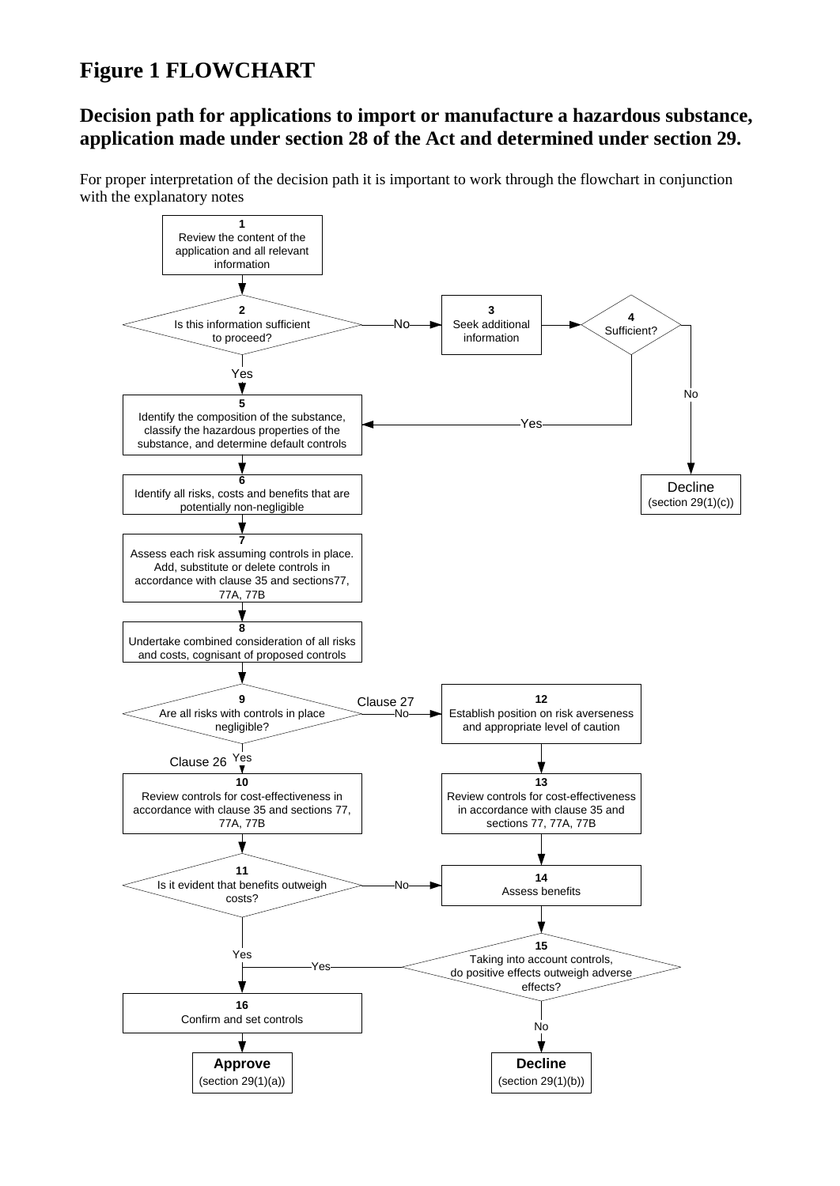# Figure 1 FLOWCHART

## Decision path for applications to import or manufacture a hazardous substance, application made under section 28 of the Act and determined under section 29.

For proper interpretation of the decision path it is important to work through the flowchart in conjunction with the explanatory notes

**1** Review the content of the application and all relevant information

**2** Is this information sufficient to proceed?
- Yes → 5
- No → 3

**3** Seek additional information → 4

**4** Sufficient?
- Yes → 5
- No → **Decline** (section 29(1)(c))

**5** Identify the composition of the substance, classify the hazardous properties of the substance, and determine default controls

**6** Identify all risks, costs and benefits that are potentially non-negligible

**7** Assess each risk assuming controls in place. Add, substitute or delete controls in accordance with clause 35 and sections77, 77A, 77B

**8** Undertake combined consideration of all risks and costs, cognisant of proposed controls

**9** Are all risks with controls in place negligible?
- Yes (Clause 26) → 10
- No (Clause 27) → 12

**10** Review controls for cost-effectiveness in accordance with clause 35 and sections 77, 77A, 77B

**11** Is it evident that benefits outweigh costs?
- Yes → 16
- No → 14

**12** Establish position on risk averseness and appropriate level of caution

**13** Review controls for cost-effectiveness in accordance with clause 35 and sections 77, 77A, 77B

**14** Assess benefits

**15** Taking into account controls, do positive effects outweigh adverse effects?
- Yes → 16
- No → **Decline** (section 29(1)(b))

**16** Confirm and set controls → **Approve** (section 29(1)(a))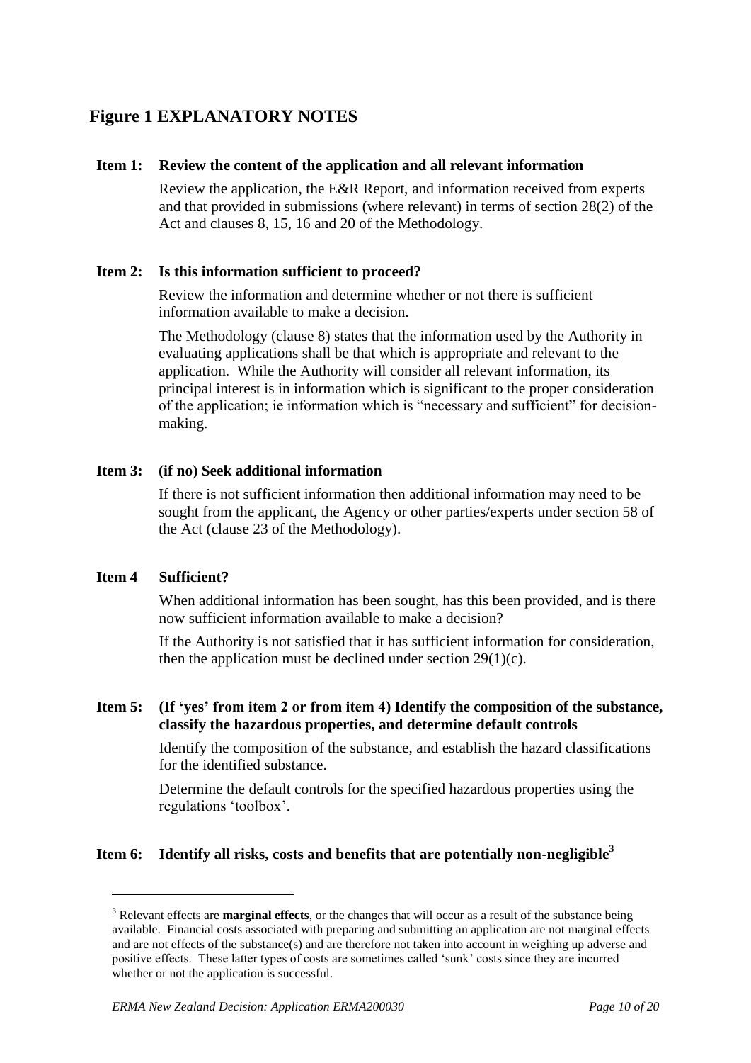## Figure 1 EXPLANATORY NOTES

### Item 1: Review the content of the application and all relevant information

Review the application, the E&R Report, and information received from experts and that provided in submissions (where relevant) in terms of section 28(2) of the Act and clauses 8, 15, 16 and 20 of the Methodology.

### Item 2: Is this information sufficient to proceed?

Review the information and determine whether or not there is sufficient information available to make a decision.

The Methodology (clause 8) states that the information used by the Authority in evaluating applications shall be that which is appropriate and relevant to the application. While the Authority will consider all relevant information, its principal interest is in information which is significant to the proper consideration of the application; ie information which is "necessary and sufficient" for decision-making.

### Item 3: (if no) Seek additional information

If there is not sufficient information then additional information may need to be sought from the applicant, the Agency or other parties/experts under section 58 of the Act (clause 23 of the Methodology).

### Item 4 Sufficient?

When additional information has been sought, has this been provided, and is there now sufficient information available to make a decision?

If the Authority is not satisfied that it has sufficient information for consideration, then the application must be declined under section 29(1)(c).

### Item 5: (If 'yes' from item 2 or from item 4) Identify the composition of the substance, classify the hazardous properties, and determine default controls

Identify the composition of the substance, and establish the hazard classifications for the identified substance.

Determine the default controls for the specified hazardous properties using the regulations 'toolbox'.

### Item 6: Identify all risks, costs and benefits that are potentially non-negligible[3]

---

[3] Relevant effects are **marginal effects**, or the changes that will occur as a result of the substance being available. Financial costs associated with preparing and submitting an application are not marginal effects and are not effects of the substance(s) and are therefore not taken into account in weighing up adverse and positive effects. These latter types of costs are sometimes called 'sunk' costs since they are incurred whether or not the application is successful.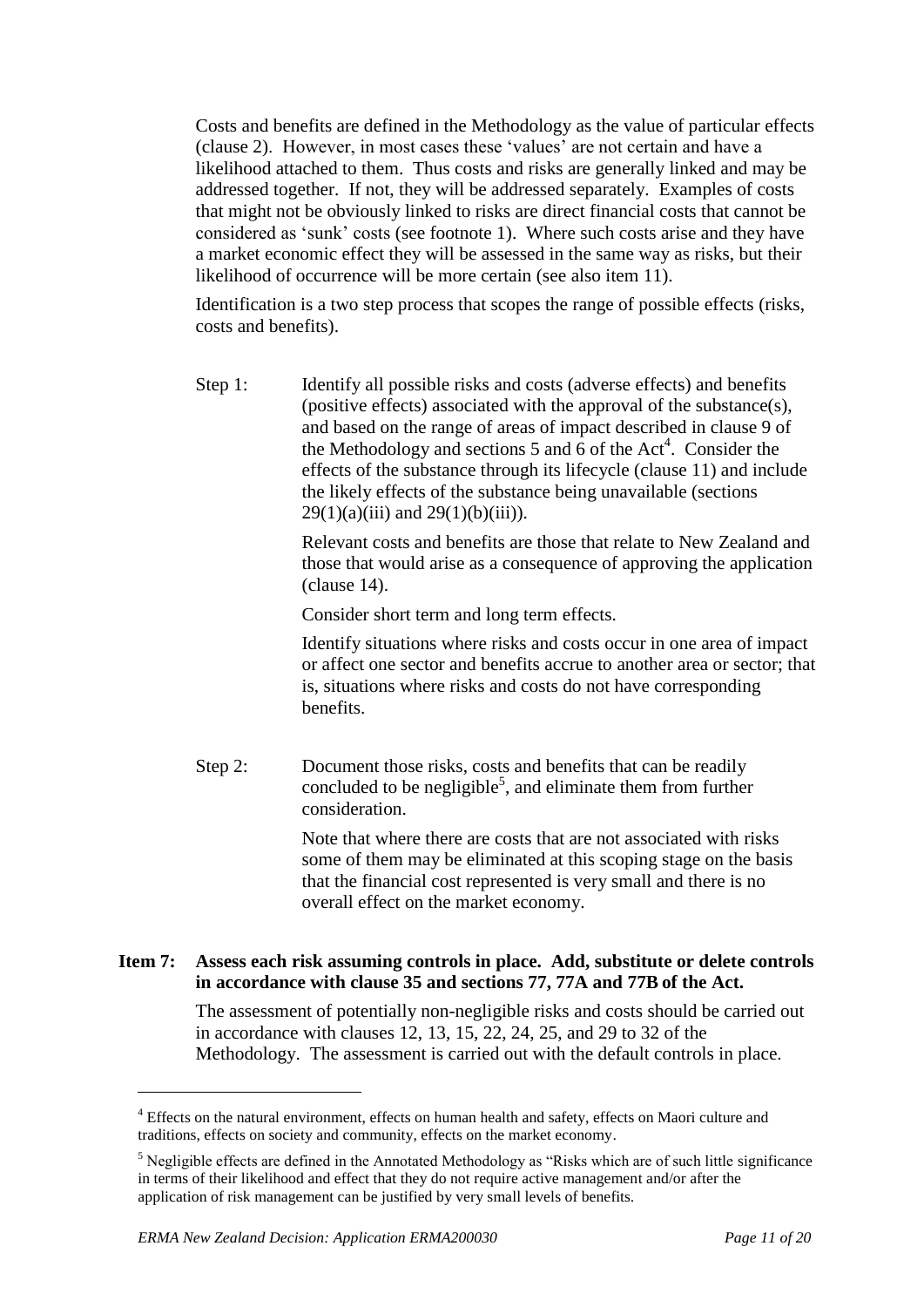Costs and benefits are defined in the Methodology as the value of particular effects (clause 2). However, in most cases these 'values' are not certain and have a likelihood attached to them. Thus costs and risks are generally linked and may be addressed together. If not, they will be addressed separately. Examples of costs that might not be obviously linked to risks are direct financial costs that cannot be considered as 'sunk' costs (see footnote 1). Where such costs arise and they have a market economic effect they will be assessed in the same way as risks, but their likelihood of occurrence will be more certain (see also item 11).

Identification is a two step process that scopes the range of possible effects (risks, costs and benefits).

Step 1: Identify all possible risks and costs (adverse effects) and benefits (positive effects) associated with the approval of the substance(s), and based on the range of areas of impact described in clause 9 of the Methodology and sections 5 and 6 of the Act[4]. Consider the effects of the substance through its lifecycle (clause 11) and include the likely effects of the substance being unavailable (sections 29(1)(a)(iii) and 29(1)(b)(iii)).

Relevant costs and benefits are those that relate to New Zealand and those that would arise as a consequence of approving the application (clause 14).

Consider short term and long term effects.

Identify situations where risks and costs occur in one area of impact or affect one sector and benefits accrue to another area or sector; that is, situations where risks and costs do not have corresponding benefits.

Step 2: Document those risks, costs and benefits that can be readily concluded to be negligible[5], and eliminate them from further consideration.

Note that where there are costs that are not associated with risks some of them may be eliminated at this scoping stage on the basis that the financial cost represented is very small and there is no overall effect on the market economy.

**Item 7: Assess each risk assuming controls in place. Add, substitute or delete controls in accordance with clause 35 and sections 77, 77A and 77B of the Act.**

The assessment of potentially non-negligible risks and costs should be carried out in accordance with clauses 12, 13, 15, 22, 24, 25, and 29 to 32 of the Methodology. The assessment is carried out with the default controls in place.

---

[4] Effects on the natural environment, effects on human health and safety, effects on Maori culture and traditions, effects on society and community, effects on the market economy.

[5] Negligible effects are defined in the Annotated Methodology as "Risks which are of such little significance in terms of their likelihood and effect that they do not require active management and/or after the application of risk management can be justified by very small levels of benefits.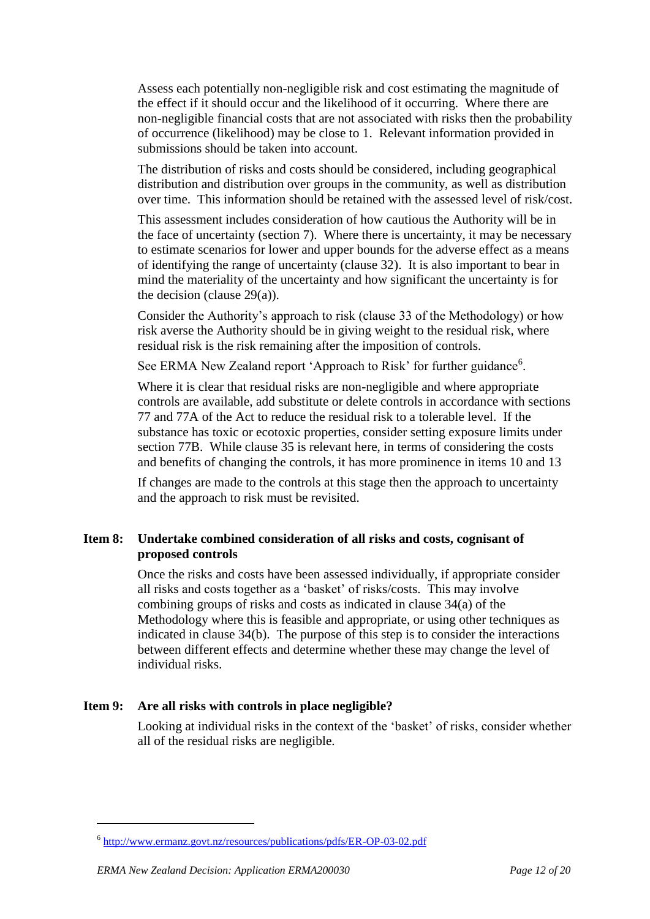Assess each potentially non-negligible risk and cost estimating the magnitude of the effect if it should occur and the likelihood of it occurring. Where there are non-negligible financial costs that are not associated with risks then the probability of occurrence (likelihood) may be close to 1. Relevant information provided in submissions should be taken into account.

The distribution of risks and costs should be considered, including geographical distribution and distribution over groups in the community, as well as distribution over time. This information should be retained with the assessed level of risk/cost.

This assessment includes consideration of how cautious the Authority will be in the face of uncertainty (section 7). Where there is uncertainty, it may be necessary to estimate scenarios for lower and upper bounds for the adverse effect as a means of identifying the range of uncertainty (clause 32). It is also important to bear in mind the materiality of the uncertainty and how significant the uncertainty is for the decision (clause 29(a)).

Consider the Authority's approach to risk (clause 33 of the Methodology) or how risk averse the Authority should be in giving weight to the residual risk, where residual risk is the risk remaining after the imposition of controls.

See ERMA New Zealand report 'Approach to Risk' for further guidance[6].

Where it is clear that residual risks are non-negligible and where appropriate controls are available, add substitute or delete controls in accordance with sections 77 and 77A of the Act to reduce the residual risk to a tolerable level. If the substance has toxic or ecotoxic properties, consider setting exposure limits under section 77B. While clause 35 is relevant here, in terms of considering the costs and benefits of changing the controls, it has more prominence in items 10 and 13

If changes are made to the controls at this stage then the approach to uncertainty and the approach to risk must be revisited.

**Item 8: Undertake combined consideration of all risks and costs, cognisant of proposed controls**

Once the risks and costs have been assessed individually, if appropriate consider all risks and costs together as a 'basket' of risks/costs. This may involve combining groups of risks and costs as indicated in clause 34(a) of the Methodology where this is feasible and appropriate, or using other techniques as indicated in clause 34(b). The purpose of this step is to consider the interactions between different effects and determine whether these may change the level of individual risks.

**Item 9: Are all risks with controls in place negligible?**

Looking at individual risks in the context of the 'basket' of risks, consider whether all of the residual risks are negligible.

---

[6] http://www.ermanz.govt.nz/resources/publications/pdfs/ER-OP-03-02.pdf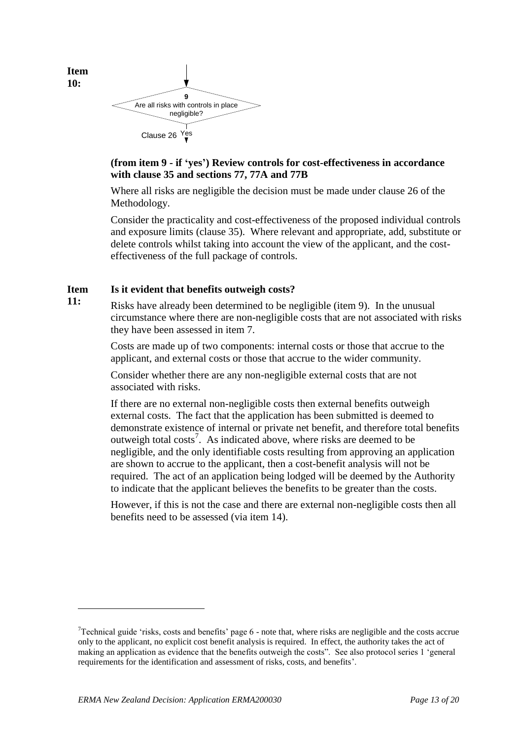**Item 10:**

9
Are all risks with controls in place negligible?

Clause 26 Yes

**(from item 9 - if 'yes') Review controls for cost-effectiveness in accordance with clause 35 and sections 77, 77A and 77B**

Where all risks are negligible the decision must be made under clause 26 of the Methodology.

Consider the practicality and cost-effectiveness of the proposed individual controls and exposure limits (clause 35). Where relevant and appropriate, add, substitute or delete controls whilst taking into account the view of the applicant, and the cost-effectiveness of the full package of controls.

**Item 11: Is it evident that benefits outweigh costs?**

Risks have already been determined to be negligible (item 9). In the unusual circumstance where there are non-negligible costs that are not associated with risks they have been assessed in item 7.

Costs are made up of two components: internal costs or those that accrue to the applicant, and external costs or those that accrue to the wider community.

Consider whether there are any non-negligible external costs that are not associated with risks.

If there are no external non-negligible costs then external benefits outweigh external costs. The fact that the application has been submitted is deemed to demonstrate existence of internal or private net benefit, and therefore total benefits outweigh total costs[7]. As indicated above, where risks are deemed to be negligible, and the only identifiable costs resulting from approving an application are shown to accrue to the applicant, then a cost-benefit analysis will not be required. The act of an application being lodged will be deemed by the Authority to indicate that the applicant believes the benefits to be greater than the costs.

However, if this is not the case and there are external non-negligible costs then all benefits need to be assessed (via item 14).

---

[7] Technical guide 'risks, costs and benefits' page 6 - note that, where risks are negligible and the costs accrue only to the applicant, no explicit cost benefit analysis is required. In effect, the authority takes the act of making an application as evidence that the benefits outweigh the costs". See also protocol series 1 'general requirements for the identification and assessment of risks, costs, and benefits'.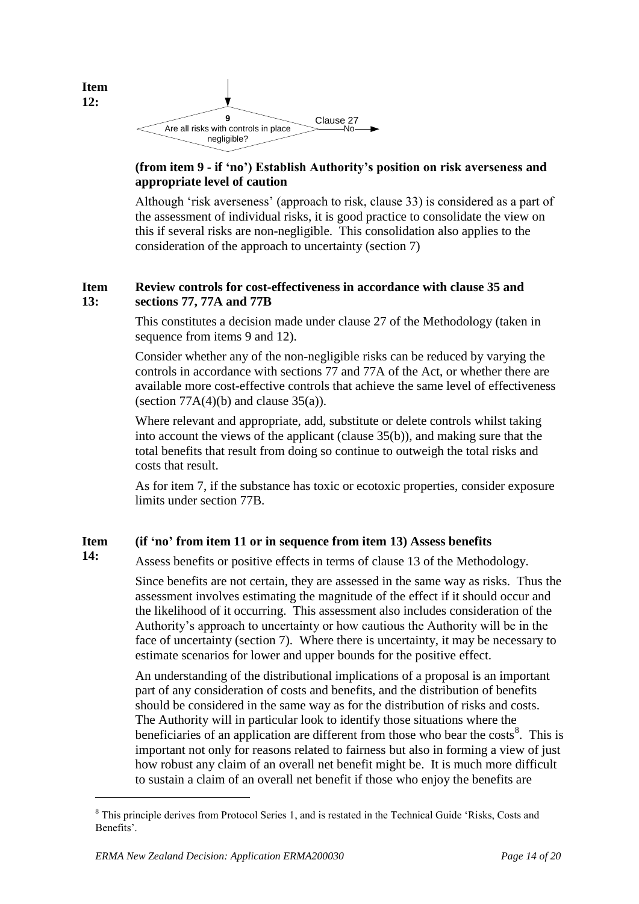**Item 12:**

9
Are all risks with controls in place negligible?
Clause 27
No

**(from item 9 - if 'no') Establish Authority's position on risk averseness and appropriate level of caution**

Although 'risk averseness' (approach to risk, clause 33) is considered as a part of the assessment of individual risks, it is good practice to consolidate the view on this if several risks are non-negligible. This consolidation also applies to the consideration of the approach to uncertainty (section 7)

**Item 13: Review controls for cost-effectiveness in accordance with clause 35 and sections 77, 77A and 77B**

This constitutes a decision made under clause 27 of the Methodology (taken in sequence from items 9 and 12).

Consider whether any of the non-negligible risks can be reduced by varying the controls in accordance with sections 77 and 77A of the Act, or whether there are available more cost-effective controls that achieve the same level of effectiveness (section 77A(4)(b) and clause 35(a)).

Where relevant and appropriate, add, substitute or delete controls whilst taking into account the views of the applicant (clause 35(b)), and making sure that the total benefits that result from doing so continue to outweigh the total risks and costs that result.

As for item 7, if the substance has toxic or ecotoxic properties, consider exposure limits under section 77B.

**Item 14: (if 'no' from item 11 or in sequence from item 13) Assess benefits**

Assess benefits or positive effects in terms of clause 13 of the Methodology.

Since benefits are not certain, they are assessed in the same way as risks. Thus the assessment involves estimating the magnitude of the effect if it should occur and the likelihood of it occurring. This assessment also includes consideration of the Authority's approach to uncertainty or how cautious the Authority will be in the face of uncertainty (section 7). Where there is uncertainty, it may be necessary to estimate scenarios for lower and upper bounds for the positive effect.

An understanding of the distributional implications of a proposal is an important part of any consideration of costs and benefits, and the distribution of benefits should be considered in the same way as for the distribution of risks and costs. The Authority will in particular look to identify those situations where the beneficiaries of an application are different from those who bear the costs[8]. This is important not only for reasons related to fairness but also in forming a view of just how robust any claim of an overall net benefit might be. It is much more difficult to sustain a claim of an overall net benefit if those who enjoy the benefits are

[8] This principle derives from Protocol Series 1, and is restated in the Technical Guide 'Risks, Costs and Benefits'.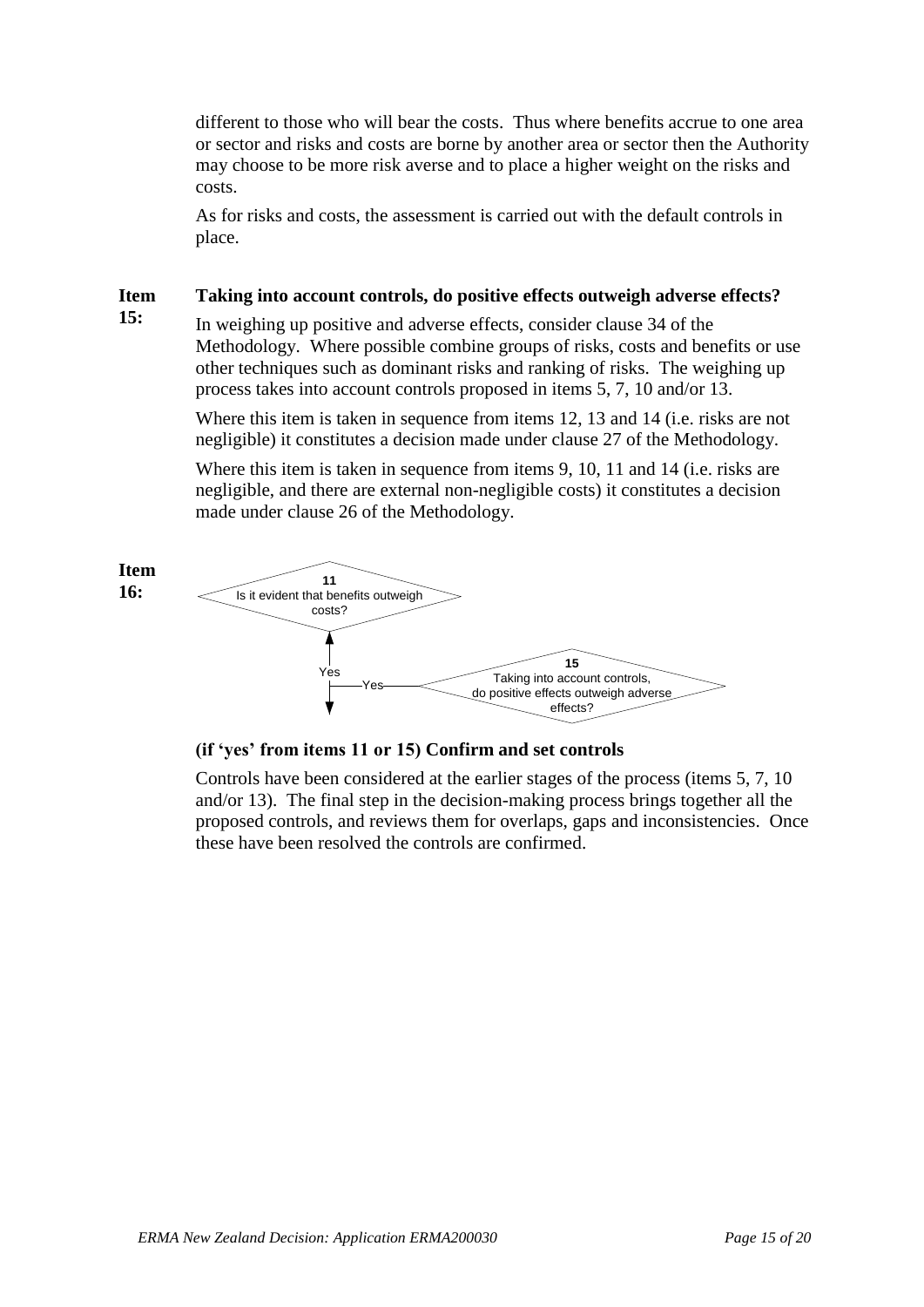different to those who will bear the costs. Thus where benefits accrue to one area or sector and risks and costs are borne by another area or sector then the Authority may choose to be more risk averse and to place a higher weight on the risks and costs.

As for risks and costs, the assessment is carried out with the default controls in place.

**Item 15: Taking into account controls, do positive effects outweigh adverse effects?**

In weighing up positive and adverse effects, consider clause 34 of the Methodology. Where possible combine groups of risks, costs and benefits or use other techniques such as dominant risks and ranking of risks. The weighing up process takes into account controls proposed in items 5, 7, 10 and/or 13.

Where this item is taken in sequence from items 12, 13 and 14 (i.e. risks are not negligible) it constitutes a decision made under clause 27 of the Methodology.

Where this item is taken in sequence from items 9, 10, 11 and 14 (i.e. risks are negligible, and there are external non-negligible costs) it constitutes a decision made under clause 26 of the Methodology.

**Item 16:**

11
Is it evident that benefits outweigh costs?

Yes

Yes

15
Taking into account controls, do positive effects outweigh adverse effects?

**(if 'yes' from items 11 or 15) Confirm and set controls**

Controls have been considered at the earlier stages of the process (items 5, 7, 10 and/or 13). The final step in the decision-making process brings together all the proposed controls, and reviews them for overlaps, gaps and inconsistencies. Once these have been resolved the controls are confirmed.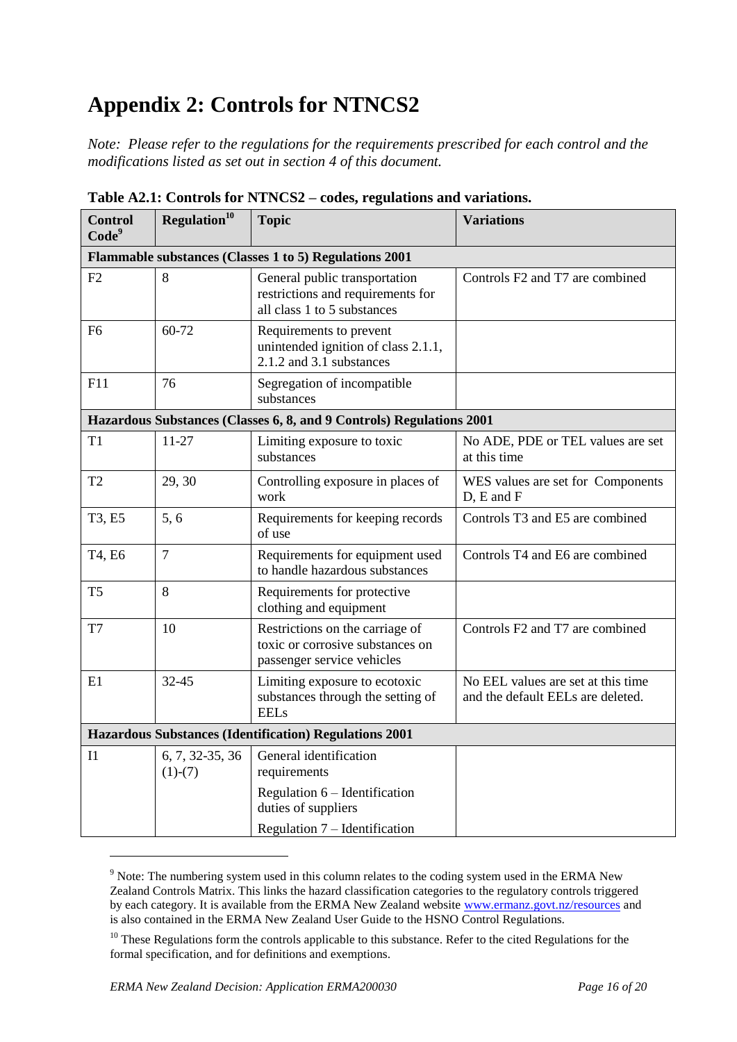# Appendix 2: Controls for NTNCS2

*Note: Please refer to the regulations for the requirements prescribed for each control and the modifications listed as set out in section 4 of this document.*

**Table A2.1: Controls for NTNCS2 – codes, regulations and variations.**

| Control Code[9] | Regulation[10] | Topic | Variations |
|---|---|---|---|
| **Flammable substances (Classes 1 to 5) Regulations 2001** | | | |
| F2 | 8 | General public transportation restrictions and requirements for all class 1 to 5 substances | Controls F2 and T7 are combined |
| F6 | 60-72 | Requirements to prevent unintended ignition of class 2.1.1, 2.1.2 and 3.1 substances | |
| F11 | 76 | Segregation of incompatible substances | |
| **Hazardous Substances (Classes 6, 8, and 9 Controls) Regulations 2001** | | | |
| T1 | 11-27 | Limiting exposure to toxic substances | No ADE, PDE or TEL values are set at this time |
| T2 | 29, 30 | Controlling exposure in places of work | WES values are set for Components D, E and F |
| T3, E5 | 5, 6 | Requirements for keeping records of use | Controls T3 and E5 are combined |
| T4, E6 | 7 | Requirements for equipment used to handle hazardous substances | Controls T4 and E6 are combined |
| T5 | 8 | Requirements for protective clothing and equipment | |
| T7 | 10 | Restrictions on the carriage of toxic or corrosive substances on passenger service vehicles | Controls F2 and T7 are combined |
| E1 | 32-45 | Limiting exposure to ecotoxic substances through the setting of EELs | No EEL values are set at this time and the default EELs are deleted. |
| **Hazardous Substances (Identification) Regulations 2001** | | | |
| I1 | 6, 7, 32-35, 36 (1)-(7) | General identification requirements<br>Regulation 6 – Identification duties of suppliers<br>Regulation 7 – Identification | |

[9] Note: The numbering system used in this column relates to the coding system used in the ERMA New Zealand Controls Matrix. This links the hazard classification categories to the regulatory controls triggered by each category. It is available from the ERMA New Zealand website www.ermanz.govt.nz/resources and is also contained in the ERMA New Zealand User Guide to the HSNO Control Regulations.

[10] These Regulations form the controls applicable to this substance. Refer to the cited Regulations for the formal specification, and for definitions and exemptions.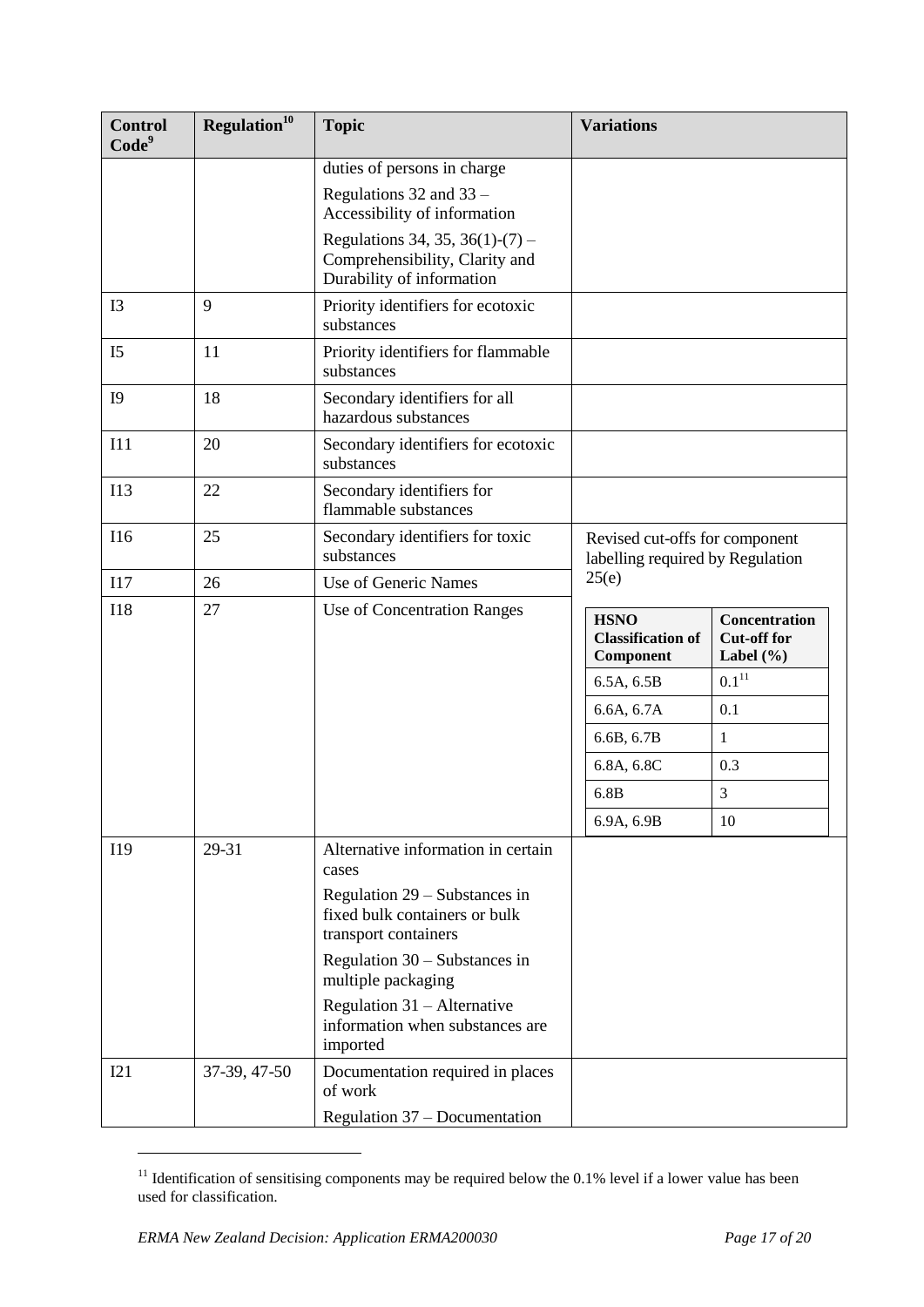| Control Code[9] | Regulation[10] | Topic | Variations |
|---|---|---|---|
| | | duties of persons in charge<br><br>Regulations 32 and 33 – Accessibility of information<br><br>Regulations 34, 35, 36(1)-(7) – Comprehensibility, Clarity and Durability of information | |
| I3 | 9 | Priority identifiers for ecotoxic substances | |
| I5 | 11 | Priority identifiers for flammable substances | |
| I9 | 18 | Secondary identifiers for all hazardous substances | |
| I11 | 20 | Secondary identifiers for ecotoxic substances | |
| I13 | 22 | Secondary identifiers for flammable substances | |
| I16 | 25 | Secondary identifiers for toxic substances | Revised cut-offs for component labelling required by Regulation 25(e)<br><br>**HSNO Classification of Component** — **Concentration Cut-off for Label (%)**<br>6.5A, 6.5B — 0.1[11]<br>6.6A, 6.7A — 0.1<br>6.6B, 6.7B — 1<br>6.8A, 6.8C — 0.3<br>6.8B — 3<br>6.9A, 6.9B — 10 |
| I17 | 26 | Use of Generic Names | |
| I18 | 27 | Use of Concentration Ranges | |
| I19 | 29-31 | Alternative information in certain cases<br><br>Regulation 29 – Substances in fixed bulk containers or bulk transport containers<br><br>Regulation 30 – Substances in multiple packaging<br><br>Regulation 31 – Alternative information when substances are imported | |
| I21 | 37-39, 47-50 | Documentation required in places of work<br><br>Regulation 37 – Documentation | |

[11] Identification of sensitising components may be required below the 0.1% level if a lower value has been used for classification.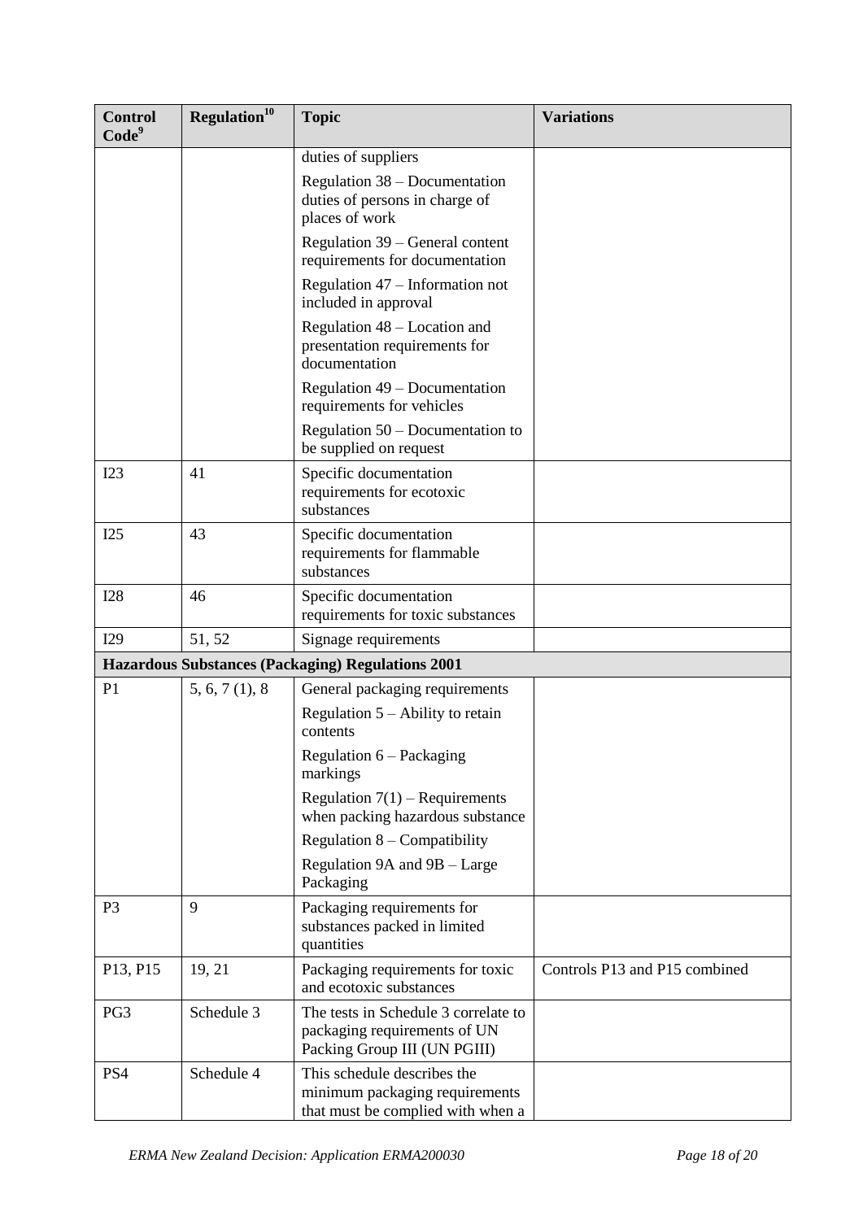| Control Code[9] | Regulation[10] | Topic | Variations |
|---|---|---|---|
| | | duties of suppliers<br>Regulation 38 – Documentation duties of persons in charge of places of work<br>Regulation 39 – General content requirements for documentation<br>Regulation 47 – Information not included in approval<br>Regulation 48 – Location and presentation requirements for documentation<br>Regulation 49 – Documentation requirements for vehicles<br>Regulation 50 – Documentation to be supplied on request | |
| I23 | 41 | Specific documentation requirements for ecotoxic substances | |
| I25 | 43 | Specific documentation requirements for flammable substances | |
| I28 | 46 | Specific documentation requirements for toxic substances | |
| I29 | 51, 52 | Signage requirements | |
| **Hazardous Substances (Packaging) Regulations 2001** | | | |
| P1 | 5, 6, 7 (1), 8 | General packaging requirements<br>Regulation 5 – Ability to retain contents<br>Regulation 6 – Packaging markings<br>Regulation 7(1) – Requirements when packing hazardous substance<br>Regulation 8 – Compatibility<br>Regulation 9A and 9B – Large Packaging | |
| P3 | 9 | Packaging requirements for substances packed in limited quantities | |
| P13, P15 | 19, 21 | Packaging requirements for toxic and ecotoxic substances | Controls P13 and P15 combined |
| PG3 | Schedule 3 | The tests in Schedule 3 correlate to packaging requirements of UN Packing Group III (UN PGIII) | |
| PS4 | Schedule 4 | This schedule describes the minimum packaging requirements that must be complied with when a | |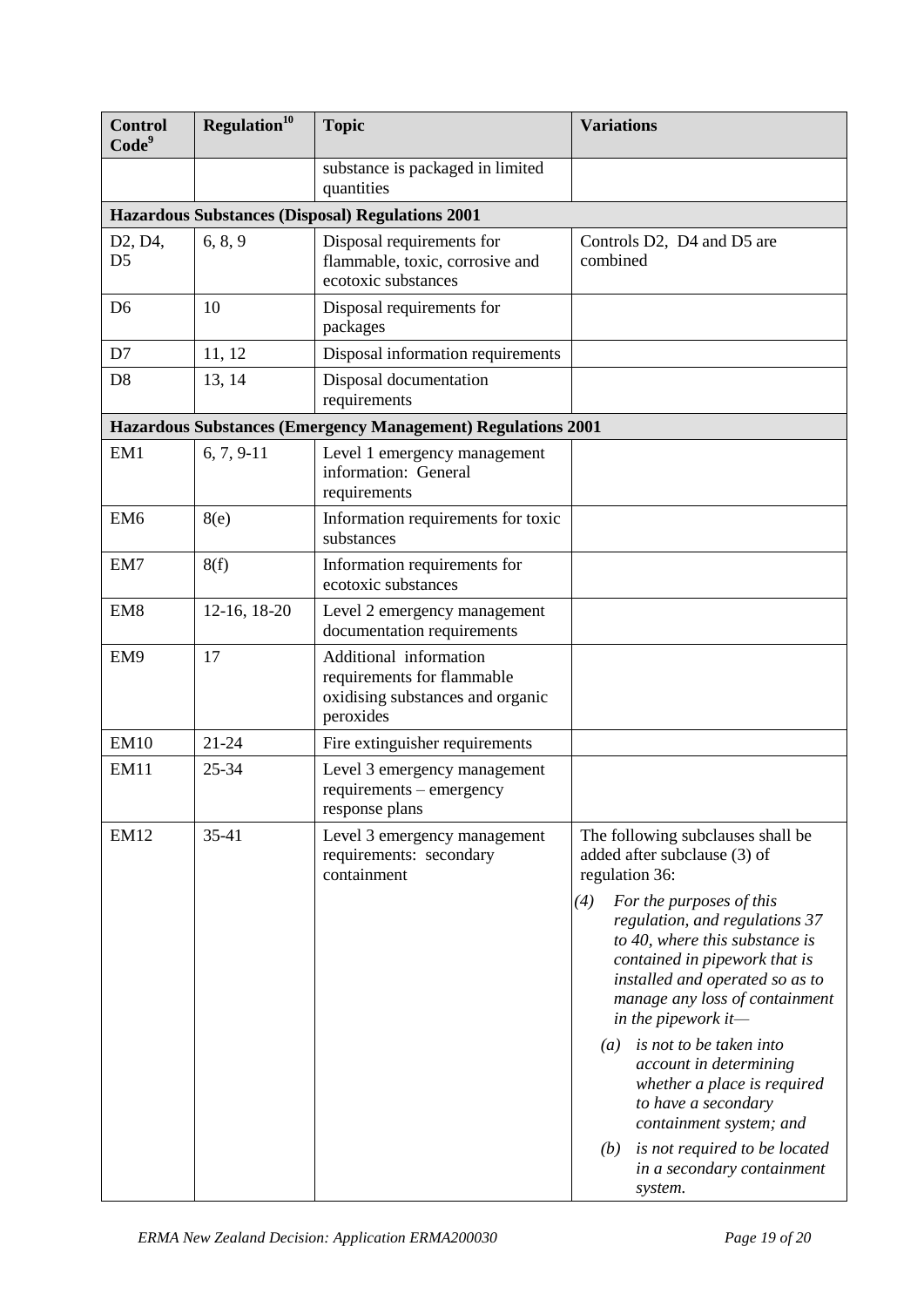| Control Code[9] | Regulation[10] | Topic | Variations |
|---|---|---|---|
| | | substance is packaged in limited quantities | |
| **Hazardous Substances (Disposal) Regulations 2001** | | | |
| D2, D4, D5 | 6, 8, 9 | Disposal requirements for flammable, toxic, corrosive and ecotoxic substances | Controls D2, D4 and D5 are combined |
| D6 | 10 | Disposal requirements for packages | |
| D7 | 11, 12 | Disposal information requirements | |
| D8 | 13, 14 | Disposal documentation requirements | |
| **Hazardous Substances (Emergency Management) Regulations 2001** | | | |
| EM1 | 6, 7, 9-11 | Level 1 emergency management information: General requirements | |
| EM6 | 8(e) | Information requirements for toxic substances | |
| EM7 | 8(f) | Information requirements for ecotoxic substances | |
| EM8 | 12-16, 18-20 | Level 2 emergency management documentation requirements | |
| EM9 | 17 | Additional information requirements for flammable oxidising substances and organic peroxides | |
| EM10 | 21-24 | Fire extinguisher requirements | |
| EM11 | 25-34 | Level 3 emergency management requirements – emergency response plans | |
| EM12 | 35-41 | Level 3 emergency management requirements: secondary containment | The following subclauses shall be added after subclause (3) of regulation 36: *(4) For the purposes of this regulation, and regulations 37 to 40, where this substance is contained in pipework that is installed and operated so as to manage any loss of containment in the pipework it—* *(a) is not to be taken into account in determining whether a place is required to have a secondary containment system; and* *(b) is not required to be located in a secondary containment system.* |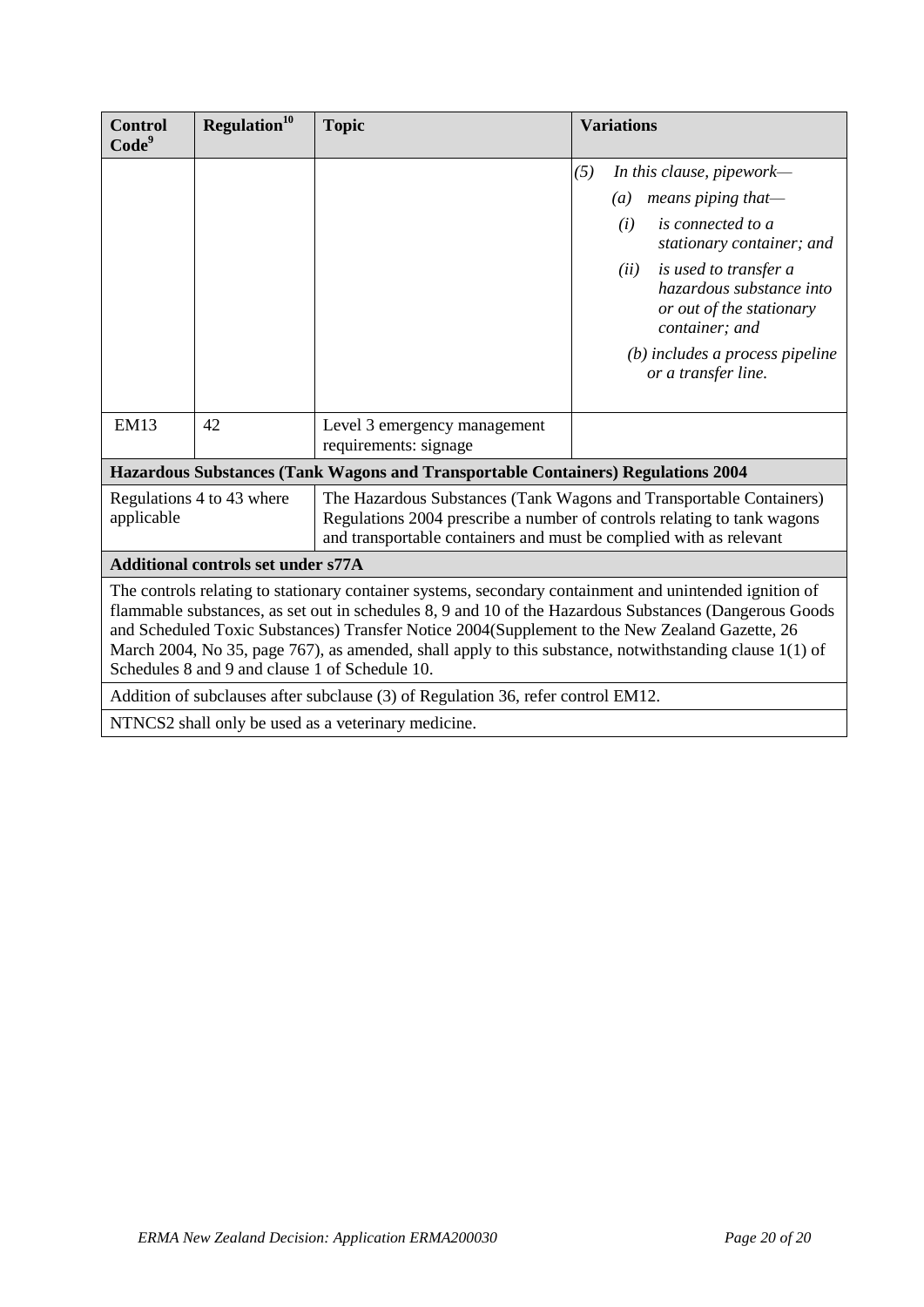| Control Code[9] | Regulation[10] | Topic | Variations |
|---|---|---|---|
| | | | *(5) In this clause, pipework—* <br> *(a) means piping that—* <br> *(i) is connected to a stationary container; and* <br> *(ii) is used to transfer a hazardous substance into or out of the stationary container; and* <br> *(b) includes a process pipeline or a transfer line.* |
| EM13 | 42 | Level 3 emergency management requirements: signage | |
| **Hazardous Substances (Tank Wagons and Transportable Containers) Regulations 2004** | | | |
| Regulations 4 to 43 where applicable | | The Hazardous Substances (Tank Wagons and Transportable Containers) Regulations 2004 prescribe a number of controls relating to tank wagons and transportable containers and must be complied with as relevant | |
| **Additional controls set under s77A** | | | |
| The controls relating to stationary container systems, secondary containment and unintended ignition of flammable substances, as set out in schedules 8, 9 and 10 of the Hazardous Substances (Dangerous Goods and Scheduled Toxic Substances) Transfer Notice 2004(Supplement to the New Zealand Gazette, 26 March 2004, No 35, page 767), as amended, shall apply to this substance, notwithstanding clause 1(1) of Schedules 8 and 9 and clause 1 of Schedule 10. | | | |
| Addition of subclauses after subclause (3) of Regulation 36, refer control EM12. | | | |
| NTNCS2 shall only be used as a veterinary medicine. | | | |